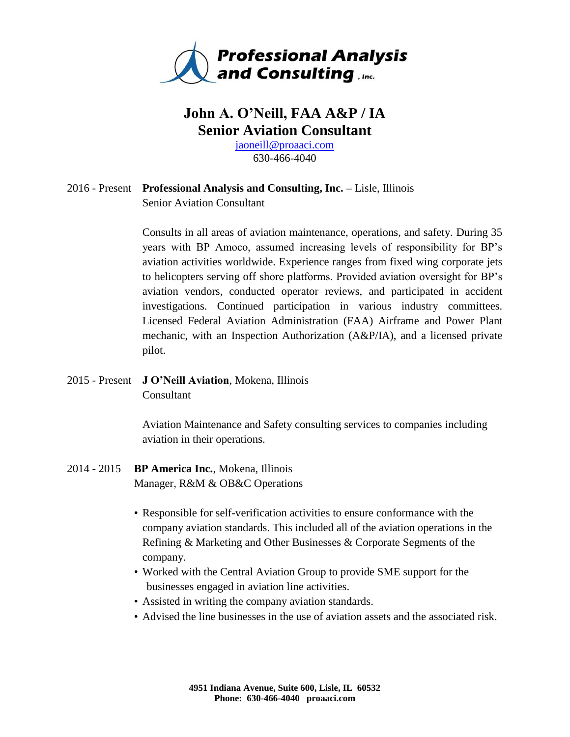**Professional Analysis and Consulting, Inc.**

# John A. O'Neill, FAA A&P / IA
## Senior Aviation Consultant

jaoneill@proaaci.com
630-466-4040

2016 - Present **Professional Analysis and Consulting, Inc. –** Lisle, Illinois
Senior Aviation Consultant

Consults in all areas of aviation maintenance, operations, and safety. During 35 years with BP Amoco, assumed increasing levels of responsibility for BP's aviation activities worldwide. Experience ranges from fixed wing corporate jets to helicopters serving off shore platforms. Provided aviation oversight for BP's aviation vendors, conducted operator reviews, and participated in accident investigations. Continued participation in various industry committees. Licensed Federal Aviation Administration (FAA) Airframe and Power Plant mechanic, with an Inspection Authorization (A&P/IA), and a licensed private pilot.

2015 - Present **J O'Neill Aviation**, Mokena, Illinois
Consultant

Aviation Maintenance and Safety consulting services to companies including aviation in their operations.

2014 - 2015 **BP America Inc.**, Mokena, Illinois
Manager, R&M & OB&C Operations

- Responsible for self-verification activities to ensure conformance with the company aviation standards. This included all of the aviation operations in the Refining & Marketing and Other Businesses & Corporate Segments of the company.
- Worked with the Central Aviation Group to provide SME support for the businesses engaged in aviation line activities.
- Assisted in writing the company aviation standards.
- Advised the line businesses in the use of aviation assets and the associated risk.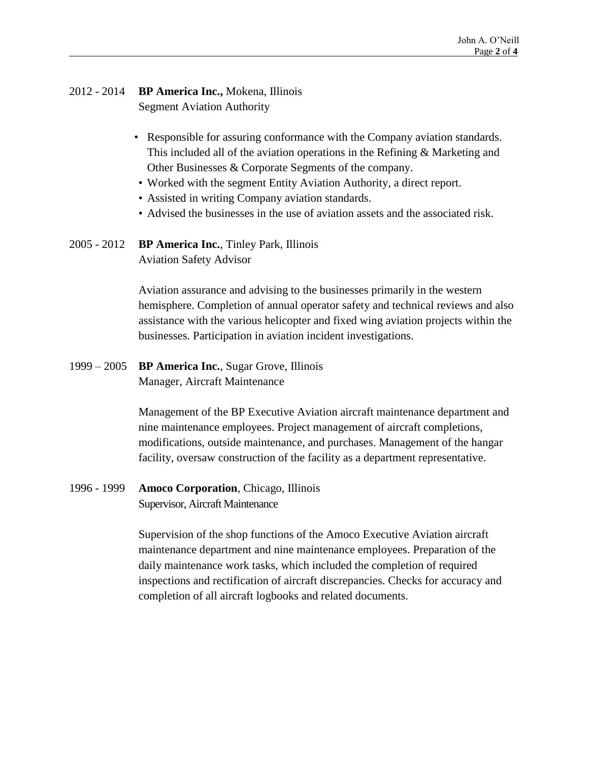2012 - 2014 **BP America Inc.,** Mokena, Illinois
Segment Aviation Authority

- Responsible for assuring conformance with the Company aviation standards. This included all of the aviation operations in the Refining & Marketing and Other Businesses & Corporate Segments of the company.
- Worked with the segment Entity Aviation Authority, a direct report.
- Assisted in writing Company aviation standards.
- Advised the businesses in the use of aviation assets and the associated risk.

2005 - 2012 **BP America Inc.**, Tinley Park, Illinois
Aviation Safety Advisor

Aviation assurance and advising to the businesses primarily in the western hemisphere. Completion of annual operator safety and technical reviews and also assistance with the various helicopter and fixed wing aviation projects within the businesses. Participation in aviation incident investigations.

1999 – 2005 **BP America Inc.**, Sugar Grove, Illinois
Manager, Aircraft Maintenance

Management of the BP Executive Aviation aircraft maintenance department and nine maintenance employees. Project management of aircraft completions, modifications, outside maintenance, and purchases. Management of the hangar facility, oversaw construction of the facility as a department representative.

1996 - 1999 **Amoco Corporation**, Chicago, Illinois
Supervisor, Aircraft Maintenance

Supervision of the shop functions of the Amoco Executive Aviation aircraft maintenance department and nine maintenance employees. Preparation of the daily maintenance work tasks, which included the completion of required inspections and rectification of aircraft discrepancies. Checks for accuracy and completion of all aircraft logbooks and related documents.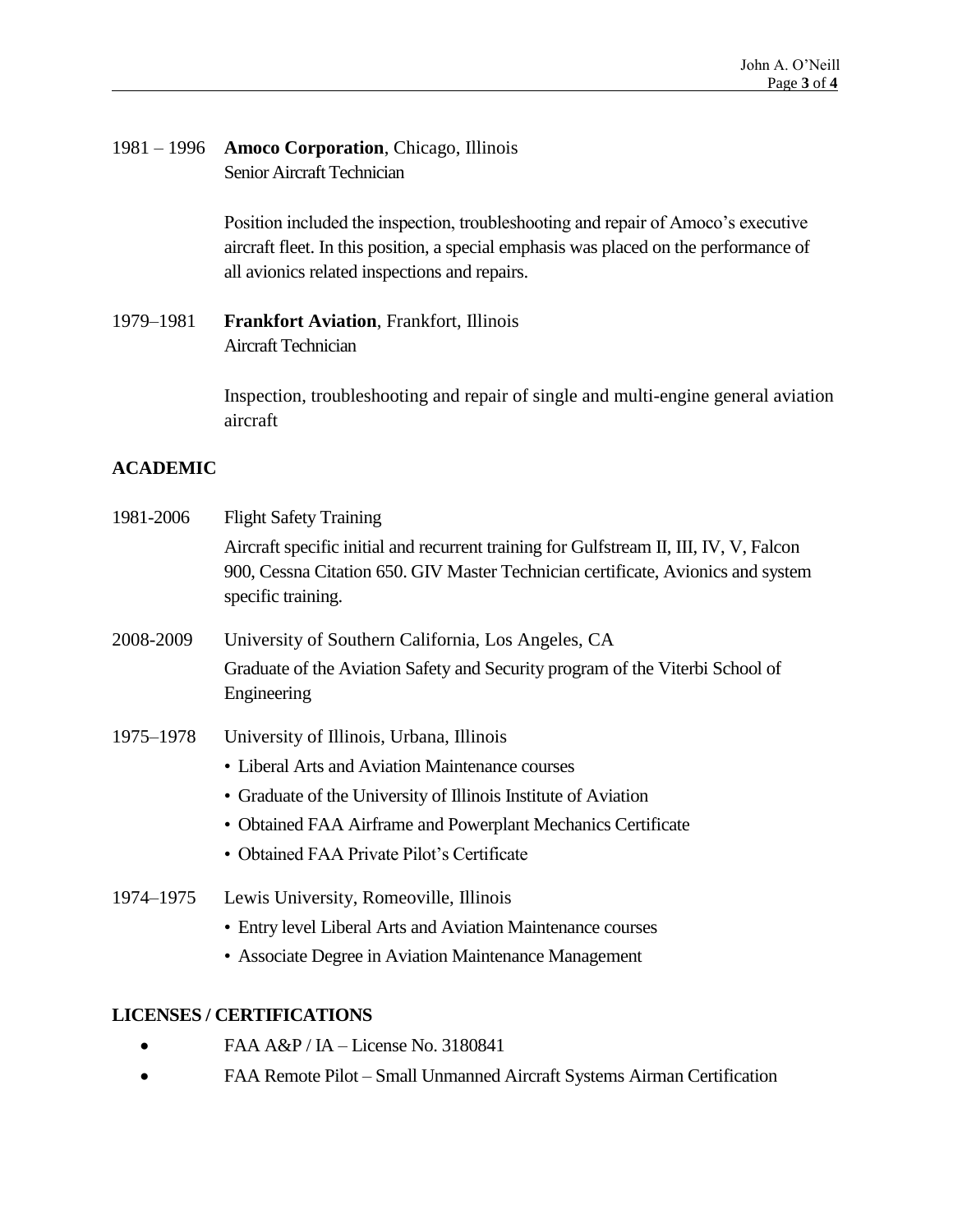1981 – 1996 **Amoco Corporation**, Chicago, Illinois
Senior Aircraft Technician

Position included the inspection, troubleshooting and repair of Amoco's executive aircraft fleet. In this position, a special emphasis was placed on the performance of all avionics related inspections and repairs.

1979–1981 **Frankfort Aviation**, Frankfort, Illinois
Aircraft Technician

Inspection, troubleshooting and repair of single and multi-engine general aviation aircraft

## ACADEMIC

1981-2006 Flight Safety Training

Aircraft specific initial and recurrent training for Gulfstream II, III, IV, V, Falcon 900, Cessna Citation 650. GIV Master Technician certificate, Avionics and system specific training.

2008-2009 University of Southern California, Los Angeles, CA

Graduate of the Aviation Safety and Security program of the Viterbi School of Engineering

1975–1978 University of Illinois, Urbana, Illinois

- Liberal Arts and Aviation Maintenance courses
- Graduate of the University of Illinois Institute of Aviation
- Obtained FAA Airframe and Powerplant Mechanics Certificate
- Obtained FAA Private Pilot's Certificate

1974–1975 Lewis University, Romeoville, Illinois

- Entry level Liberal Arts and Aviation Maintenance courses
- Associate Degree in Aviation Maintenance Management

## LICENSES / CERTIFICATIONS

- FAA A&P / IA – License No. 3180841
- FAA Remote Pilot – Small Unmanned Aircraft Systems Airman Certification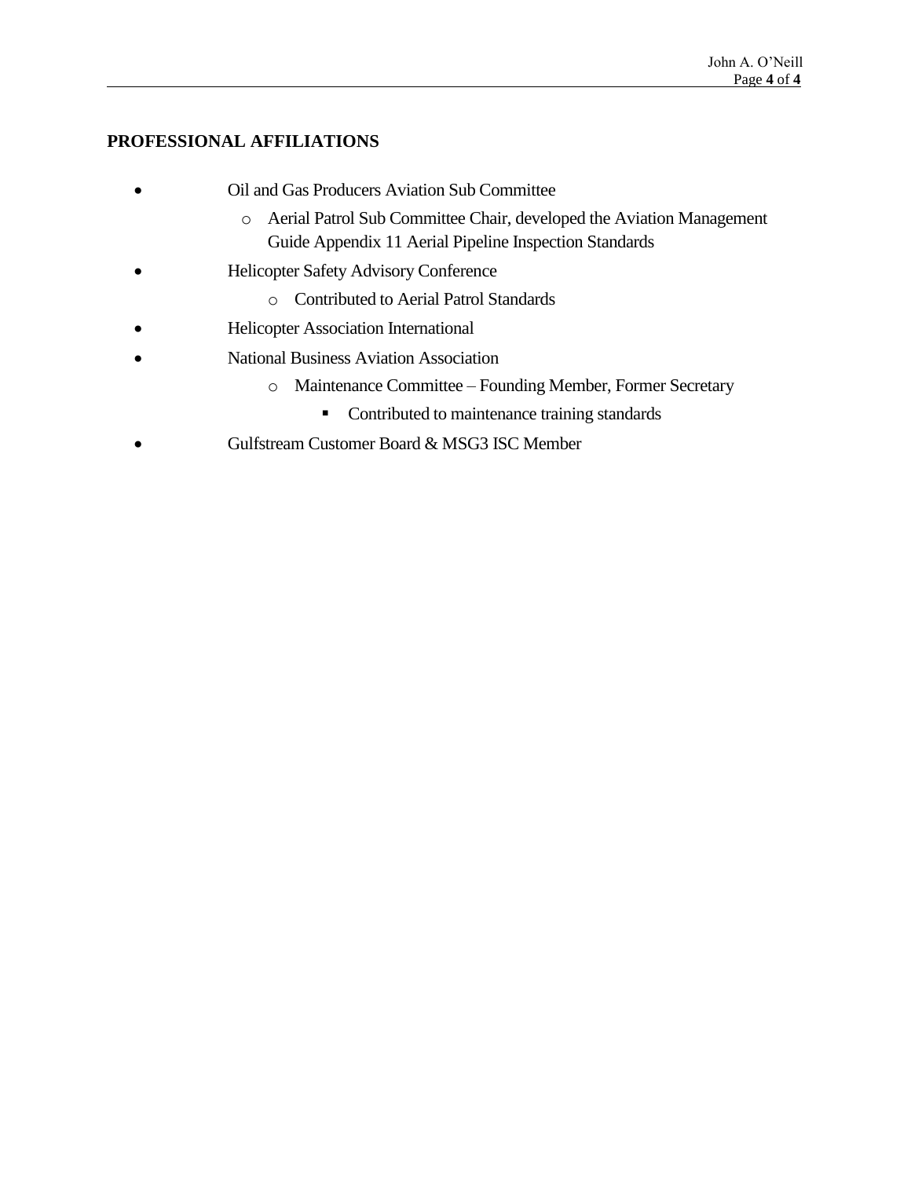## PROFESSIONAL AFFILIATIONS

- Oil and Gas Producers Aviation Sub Committee
  - Aerial Patrol Sub Committee Chair, developed the Aviation Management Guide Appendix 11 Aerial Pipeline Inspection Standards
- Helicopter Safety Advisory Conference
  - Contributed to Aerial Patrol Standards
- Helicopter Association International
- National Business Aviation Association
  - Maintenance Committee – Founding Member, Former Secretary
    - Contributed to maintenance training standards
- Gulfstream Customer Board & MSG3 ISC Member